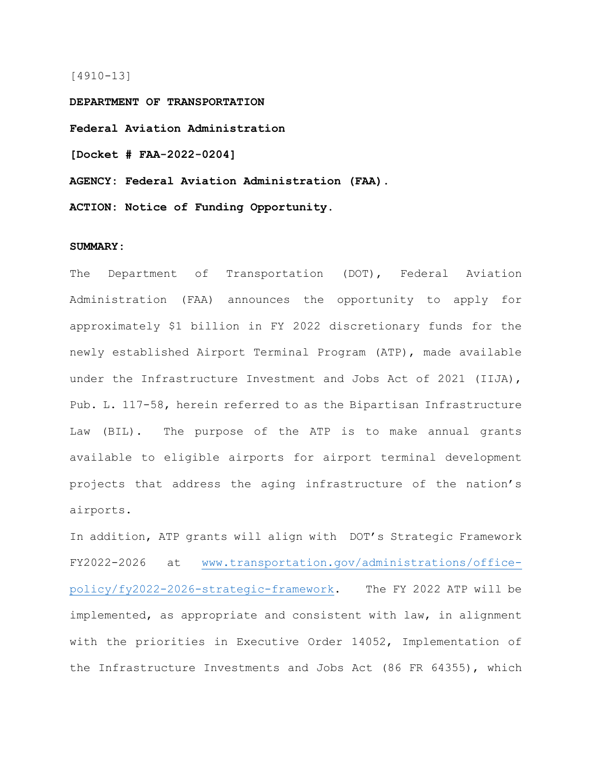[4910-13]

**DEPARTMENT OF TRANSPORTATION**

**Federal Aviation Administration**

**[Docket # FAA-2022-0204]**

**AGENCY: Federal Aviation Administration (FAA).**

**ACTION: Notice of Funding Opportunity.**

**SUMMARY:**

The Department of Transportation (DOT), Federal Aviation Administration (FAA) announces the opportunity to apply for approximately $1 billion in FY 2022 discretionary funds for the newly established Airport Terminal Program (ATP), made available under the Infrastructure Investment and Jobs Act of 2021 (IIJA), Pub. L. 117-58, herein referred to as the Bipartisan Infrastructure Law (BIL). The purpose of the ATP is to make annual grants available to eligible airports for airport terminal development projects that address the aging infrastructure of the nation's airports.

In addition, ATP grants will align with DOT's Strategic Framework FY2022-2026 at www.transportation.gov/administrations/office-policy/fy2022-2026-strategic-framework. The FY 2022 ATP will be implemented, as appropriate and consistent with law, in alignment with the priorities in Executive Order 14052, Implementation of the Infrastructure Investments and Jobs Act (86 FR 64355), which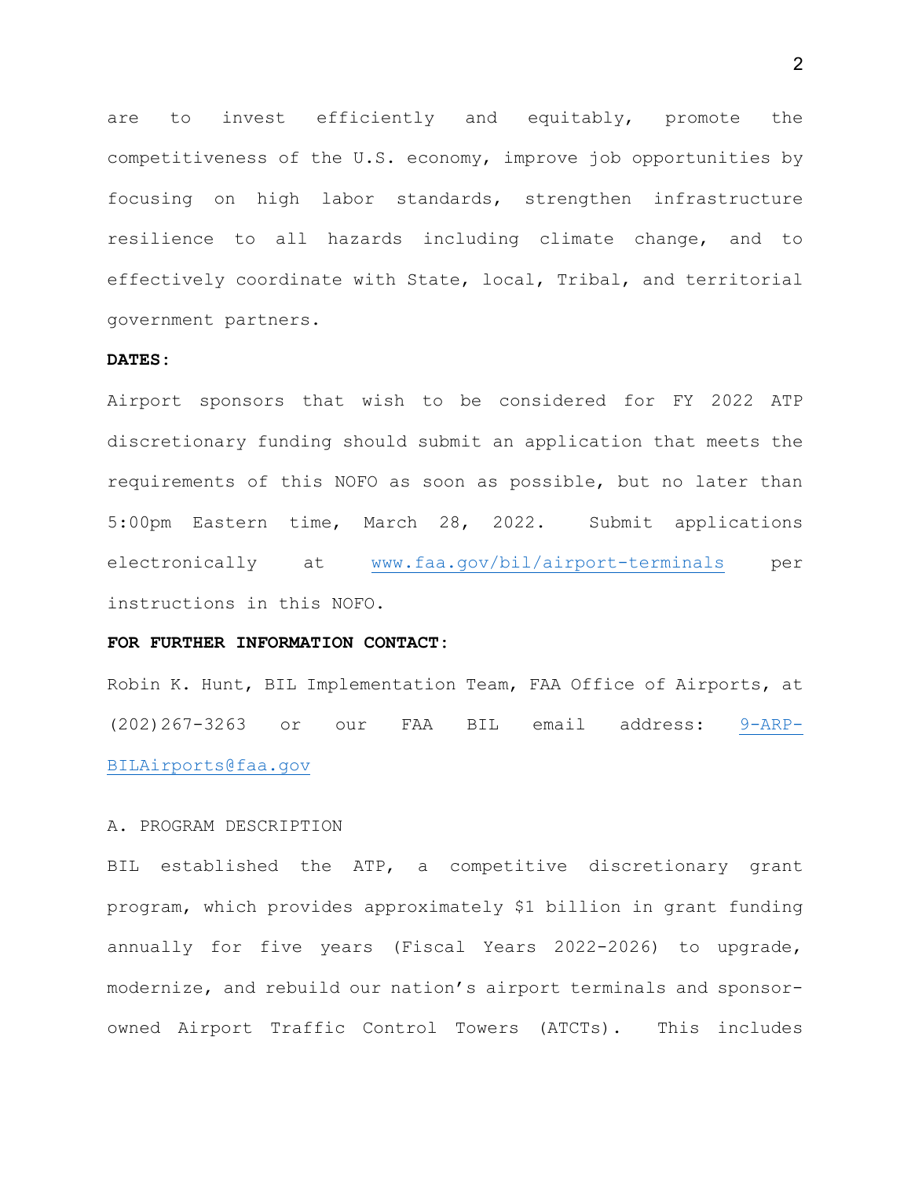are to invest efficiently and equitably, promote the competitiveness of the U.S. economy, improve job opportunities by focusing on high labor standards, strengthen infrastructure resilience to all hazards including climate change, and to effectively coordinate with State, local, Tribal, and territorial government partners.

**DATES:**

Airport sponsors that wish to be considered for FY 2022 ATP discretionary funding should submit an application that meets the requirements of this NOFO as soon as possible, but no later than 5:00pm Eastern time, March 28, 2022. Submit applications electronically at www.faa.gov/bil/airport-terminals per instructions in this NOFO.

**FOR FURTHER INFORMATION CONTACT:**

Robin K. Hunt, BIL Implementation Team, FAA Office of Airports, at (202)267-3263 or our FAA BIL email address: 9-ARP-BILAirports@faa.gov

A. PROGRAM DESCRIPTION

BIL established the ATP, a competitive discretionary grant program, which provides approximately $1 billion in grant funding annually for five years (Fiscal Years 2022-2026) to upgrade, modernize, and rebuild our nation's airport terminals and sponsor-owned Airport Traffic Control Towers (ATCTs). This includes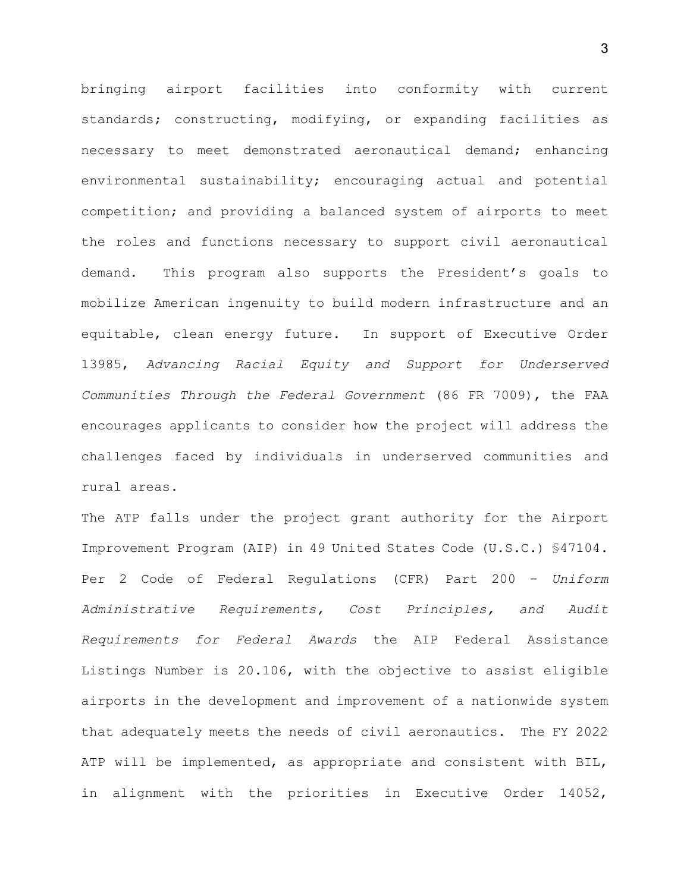bringing airport facilities into conformity with current standards; constructing, modifying, or expanding facilities as necessary to meet demonstrated aeronautical demand; enhancing environmental sustainability; encouraging actual and potential competition; and providing a balanced system of airports to meet the roles and functions necessary to support civil aeronautical demand. This program also supports the President's goals to mobilize American ingenuity to build modern infrastructure and an equitable, clean energy future. In support of Executive Order 13985, *Advancing Racial Equity and Support for Underserved Communities Through the Federal Government* (86 FR 7009), the FAA encourages applicants to consider how the project will address the challenges faced by individuals in underserved communities and rural areas.

The ATP falls under the project grant authority for the Airport Improvement Program (AIP) in 49 United States Code (U.S.C.) §47104. Per 2 Code of Federal Regulations (CFR) Part 200 - *Uniform Administrative Requirements, Cost Principles, and Audit Requirements for Federal Awards* the AIP Federal Assistance Listings Number is 20.106, with the objective to assist eligible airports in the development and improvement of a nationwide system that adequately meets the needs of civil aeronautics. The FY 2022 ATP will be implemented, as appropriate and consistent with BIL, in alignment with the priorities in Executive Order 14052,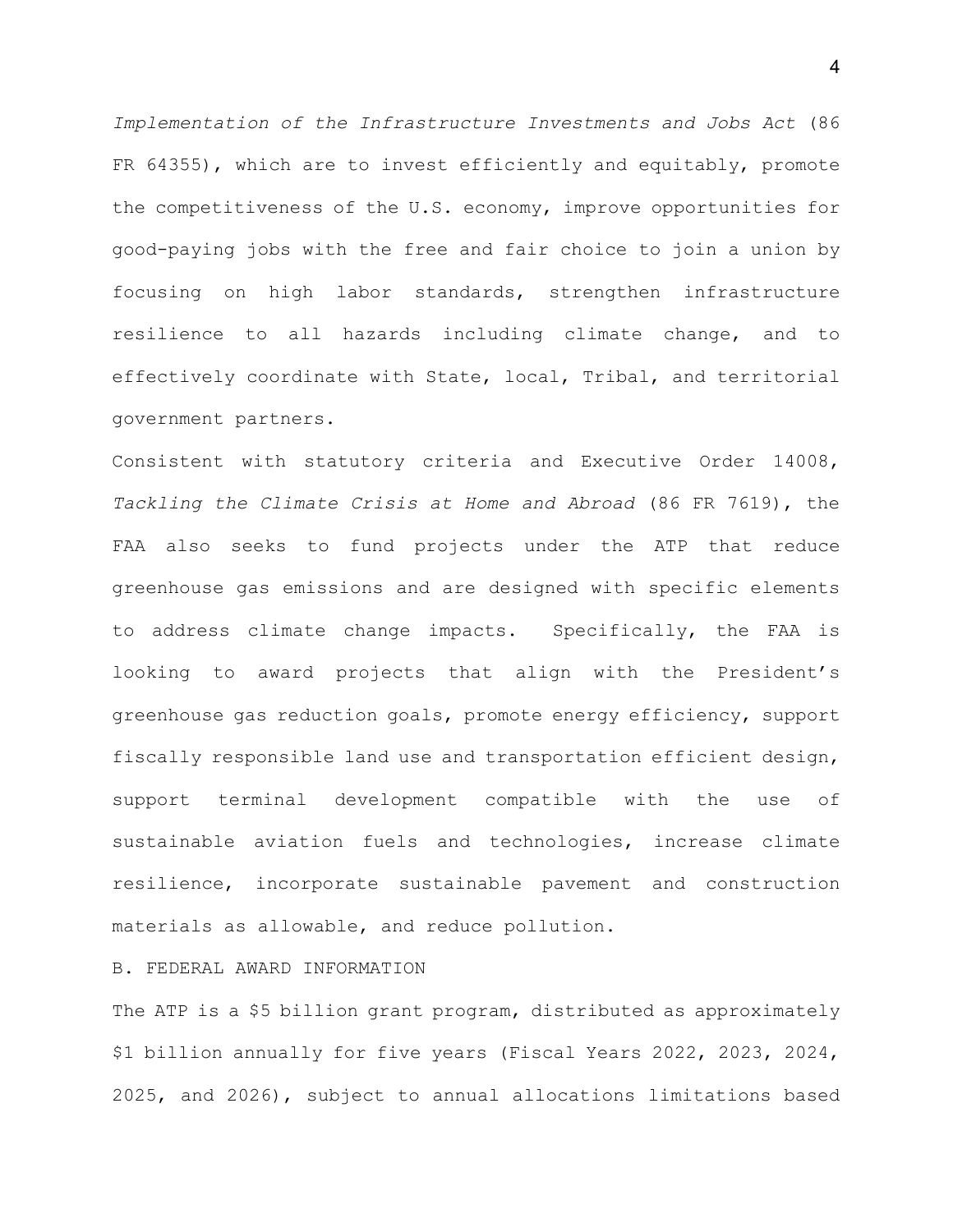*Implementation of the Infrastructure Investments and Jobs Act* (86 FR 64355), which are to invest efficiently and equitably, promote the competitiveness of the U.S. economy, improve opportunities for good-paying jobs with the free and fair choice to join a union by focusing on high labor standards, strengthen infrastructure resilience to all hazards including climate change, and to effectively coordinate with State, local, Tribal, and territorial government partners.

Consistent with statutory criteria and Executive Order 14008, *Tackling the Climate Crisis at Home and Abroad* (86 FR 7619), the FAA also seeks to fund projects under the ATP that reduce greenhouse gas emissions and are designed with specific elements to address climate change impacts. Specifically, the FAA is looking to award projects that align with the President's greenhouse gas reduction goals, promote energy efficiency, support fiscally responsible land use and transportation efficient design, support terminal development compatible with the use of sustainable aviation fuels and technologies, increase climate resilience, incorporate sustainable pavement and construction materials as allowable, and reduce pollution.

## B. FEDERAL AWARD INFORMATION

The ATP is a $5 billion grant program, distributed as approximately $1 billion annually for five years (Fiscal Years 2022, 2023, 2024, 2025, and 2026), subject to annual allocations limitations based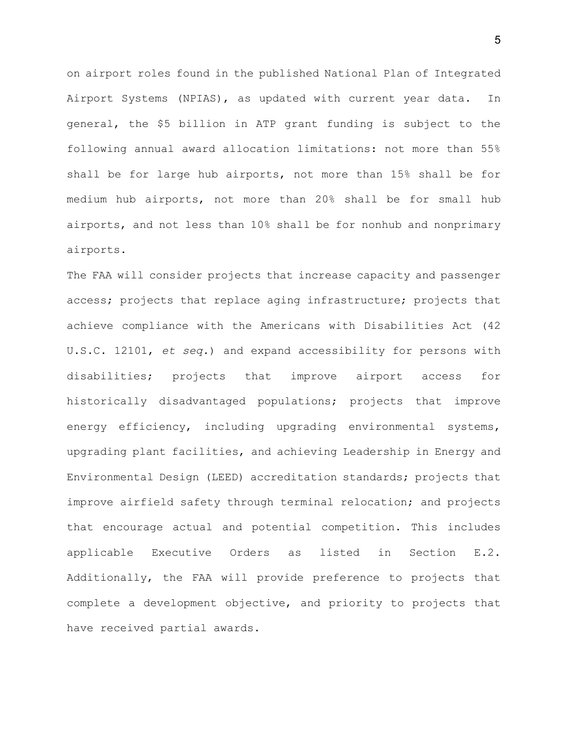on airport roles found in the published National Plan of Integrated Airport Systems (NPIAS), as updated with current year data. In general, the $5 billion in ATP grant funding is subject to the following annual award allocation limitations: not more than 55% shall be for large hub airports, not more than 15% shall be for medium hub airports, not more than 20% shall be for small hub airports, and not less than 10% shall be for nonhub and nonprimary airports.

The FAA will consider projects that increase capacity and passenger access; projects that replace aging infrastructure; projects that achieve compliance with the Americans with Disabilities Act (42 U.S.C. 12101, *et seq.*) and expand accessibility for persons with disabilities; projects that improve airport access for historically disadvantaged populations; projects that improve energy efficiency, including upgrading environmental systems, upgrading plant facilities, and achieving Leadership in Energy and Environmental Design (LEED) accreditation standards; projects that improve airfield safety through terminal relocation; and projects that encourage actual and potential competition. This includes applicable Executive Orders as listed in Section E.2. Additionally, the FAA will provide preference to projects that complete a development objective, and priority to projects that have received partial awards.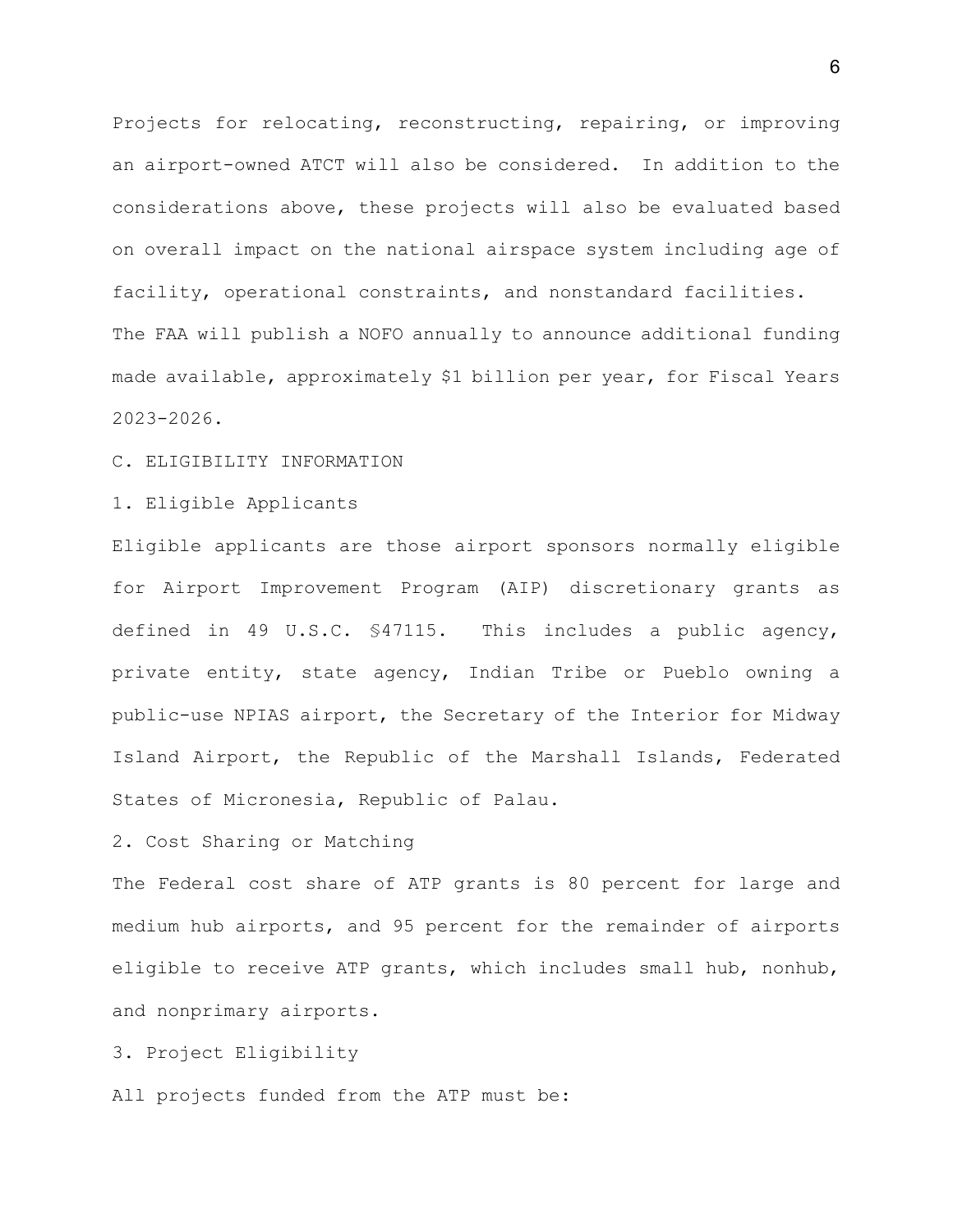Projects for relocating, reconstructing, repairing, or improving an airport-owned ATCT will also be considered. In addition to the considerations above, these projects will also be evaluated based on overall impact on the national airspace system including age of facility, operational constraints, and nonstandard facilities.

The FAA will publish a NOFO annually to announce additional funding made available, approximately $1 billion per year, for Fiscal Years 2023-2026.

## C. ELIGIBILITY INFORMATION

### 1. Eligible Applicants

Eligible applicants are those airport sponsors normally eligible for Airport Improvement Program (AIP) discretionary grants as defined in 49 U.S.C. §47115. This includes a public agency, private entity, state agency, Indian Tribe or Pueblo owning a public-use NPIAS airport, the Secretary of the Interior for Midway Island Airport, the Republic of the Marshall Islands, Federated States of Micronesia, Republic of Palau.

### 2. Cost Sharing or Matching

The Federal cost share of ATP grants is 80 percent for large and medium hub airports, and 95 percent for the remainder of airports eligible to receive ATP grants, which includes small hub, nonhub, and nonprimary airports.

### 3. Project Eligibility

All projects funded from the ATP must be: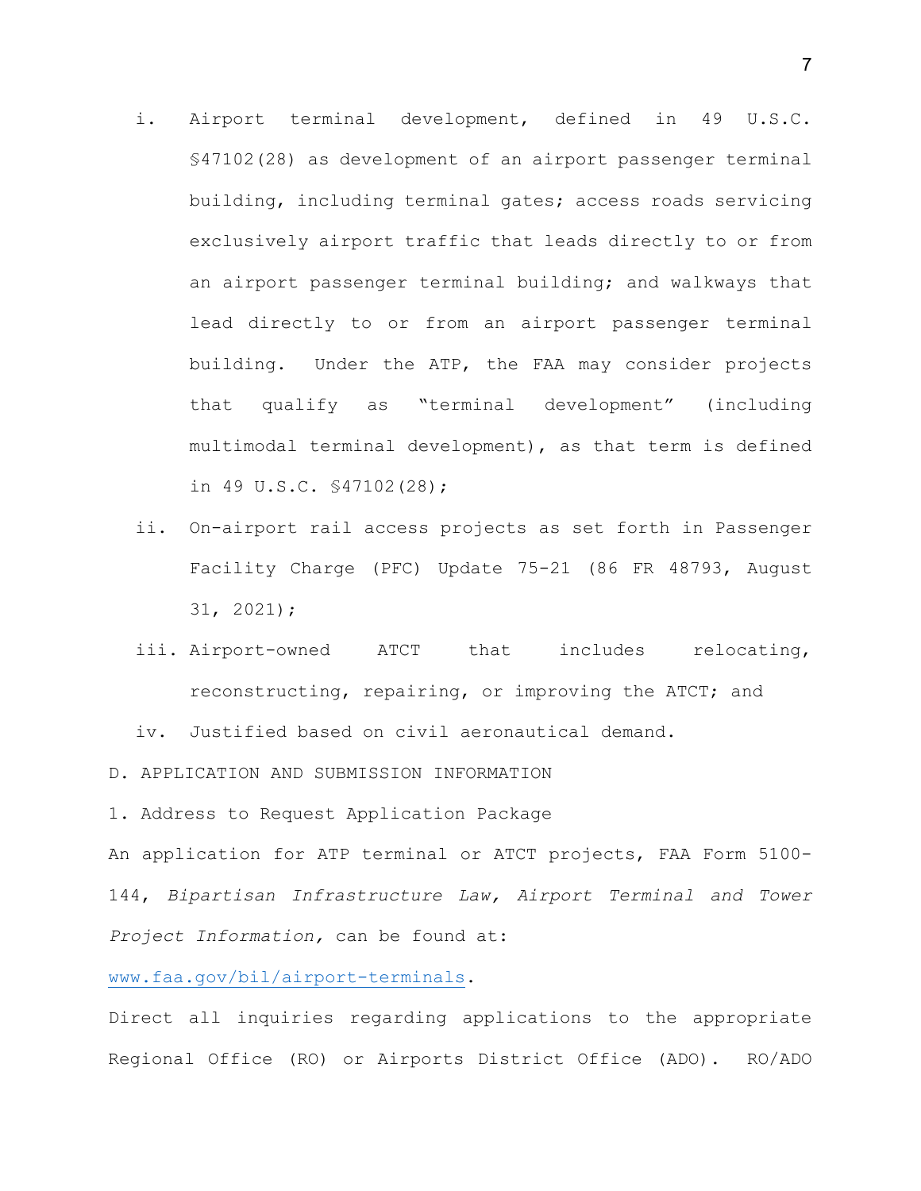i. Airport terminal development, defined in 49 U.S.C. §47102(28) as development of an airport passenger terminal building, including terminal gates; access roads servicing exclusively airport traffic that leads directly to or from an airport passenger terminal building; and walkways that lead directly to or from an airport passenger terminal building. Under the ATP, the FAA may consider projects that qualify as "terminal development" (including multimodal terminal development), as that term is defined in 49 U.S.C. §47102(28);

ii. On-airport rail access projects as set forth in Passenger Facility Charge (PFC) Update 75-21 (86 FR 48793, August 31, 2021);

iii. Airport-owned ATCT that includes relocating, reconstructing, repairing, or improving the ATCT; and

iv. Justified based on civil aeronautical demand.

D. APPLICATION AND SUBMISSION INFORMATION

1. Address to Request Application Package

An application for ATP terminal or ATCT projects, FAA Form 5100-144, *Bipartisan Infrastructure Law, Airport Terminal and Tower Project Information,* can be found at:

www.faa.gov/bil/airport-terminals.

Direct all inquiries regarding applications to the appropriate Regional Office (RO) or Airports District Office (ADO). RO/ADO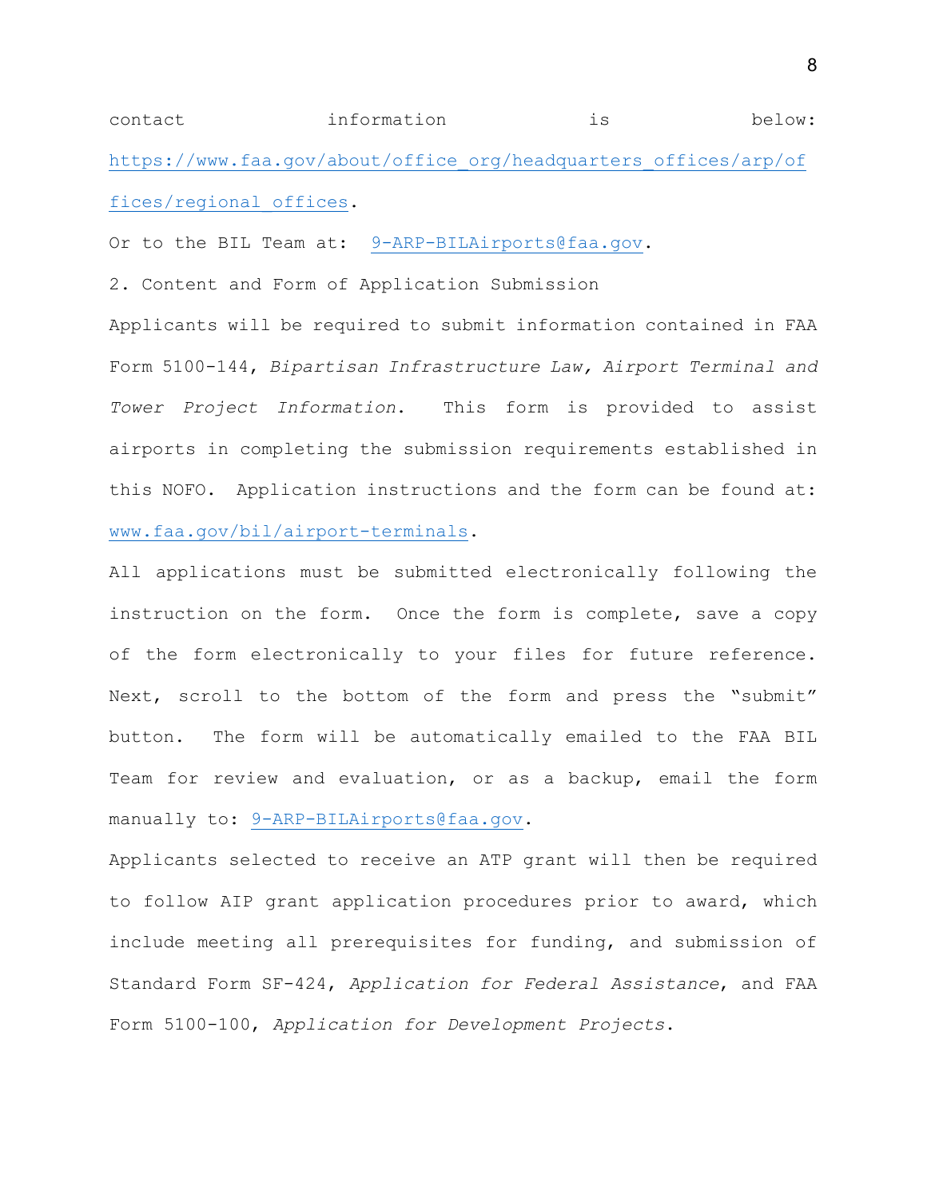contact information is below: https://www.faa.gov/about/office_org/headquarters_offices/arp/offices/regional_offices.

Or to the BIL Team at: 9-ARP-BILAirports@faa.gov.

2. Content and Form of Application Submission

Applicants will be required to submit information contained in FAA Form 5100-144, *Bipartisan Infrastructure Law, Airport Terminal and Tower Project Information*. This form is provided to assist airports in completing the submission requirements established in this NOFO. Application instructions and the form can be found at: www.faa.gov/bil/airport-terminals.

All applications must be submitted electronically following the instruction on the form. Once the form is complete, save a copy of the form electronically to your files for future reference. Next, scroll to the bottom of the form and press the "submit" button. The form will be automatically emailed to the FAA BIL Team for review and evaluation, or as a backup, email the form manually to: 9-ARP-BILAirports@faa.gov.

Applicants selected to receive an ATP grant will then be required to follow AIP grant application procedures prior to award, which include meeting all prerequisites for funding, and submission of Standard Form SF-424, *Application for Federal Assistance*, and FAA Form 5100-100, *Application for Development Projects*.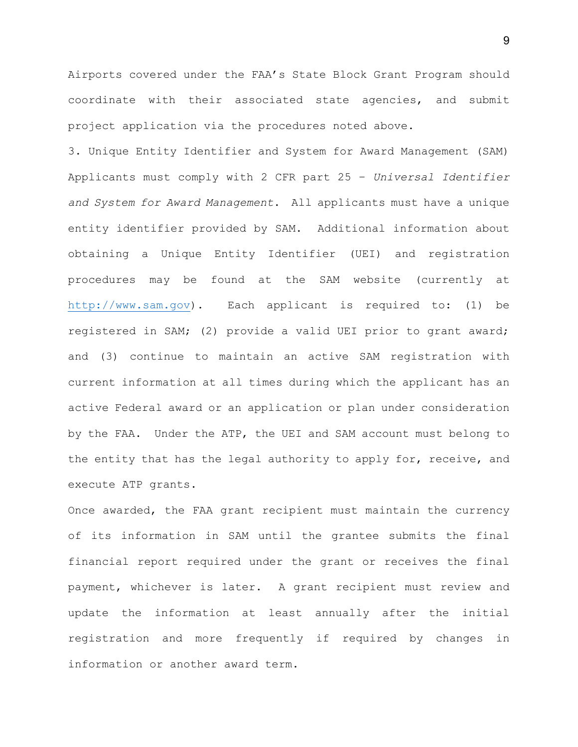Airports covered under the FAA’s State Block Grant Program should coordinate with their associated state agencies, and submit project application via the procedures noted above.

3. Unique Entity Identifier and System for Award Management (SAM)

Applicants must comply with 2 CFR part 25 – *Universal Identifier and System for Award Management*. All applicants must have a unique entity identifier provided by SAM. Additional information about obtaining a Unique Entity Identifier (UEI) and registration procedures may be found at the SAM website (currently at http://www.sam.gov). Each applicant is required to: (1) be registered in SAM; (2) provide a valid UEI prior to grant award; and (3) continue to maintain an active SAM registration with current information at all times during which the applicant has an active Federal award or an application or plan under consideration by the FAA. Under the ATP, the UEI and SAM account must belong to the entity that has the legal authority to apply for, receive, and execute ATP grants.

Once awarded, the FAA grant recipient must maintain the currency of its information in SAM until the grantee submits the final financial report required under the grant or receives the final payment, whichever is later. A grant recipient must review and update the information at least annually after the initial registration and more frequently if required by changes in information or another award term.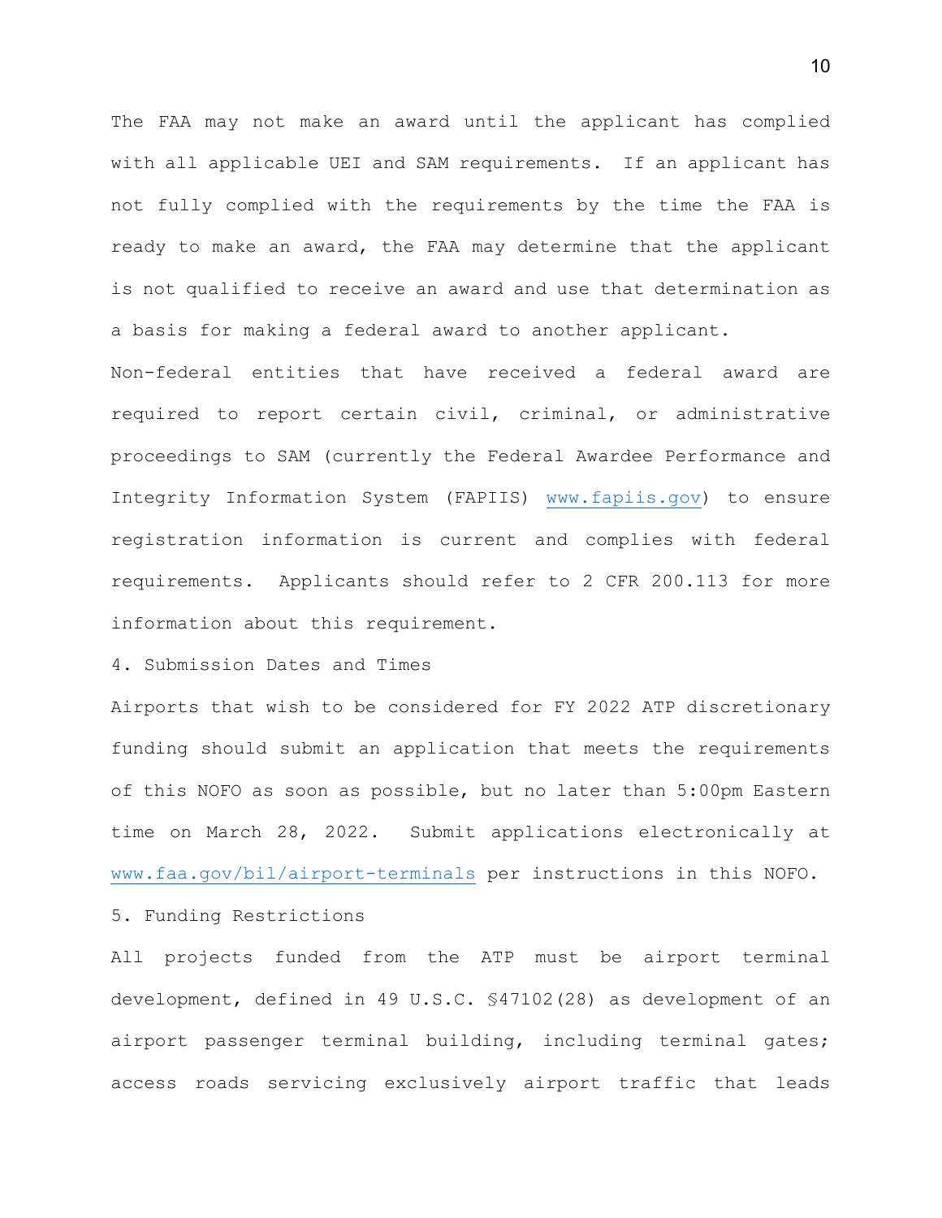The FAA may not make an award until the applicant has complied with all applicable UEI and SAM requirements. If an applicant has not fully complied with the requirements by the time the FAA is ready to make an award, the FAA may determine that the applicant is not qualified to receive an award and use that determination as a basis for making a federal award to another applicant.

Non-federal entities that have received a federal award are required to report certain civil, criminal, or administrative proceedings to SAM (currently the Federal Awardee Performance and Integrity Information System (FAPIIS) www.fapiis.gov) to ensure registration information is current and complies with federal requirements. Applicants should refer to 2 CFR 200.113 for more information about this requirement.

4. Submission Dates and Times

Airports that wish to be considered for FY 2022 ATP discretionary funding should submit an application that meets the requirements of this NOFO as soon as possible, but no later than 5:00pm Eastern time on March 28, 2022. Submit applications electronically at www.faa.gov/bil/airport-terminals per instructions in this NOFO.

5. Funding Restrictions

All projects funded from the ATP must be airport terminal development, defined in 49 U.S.C. §47102(28) as development of an airport passenger terminal building, including terminal gates; access roads servicing exclusively airport traffic that leads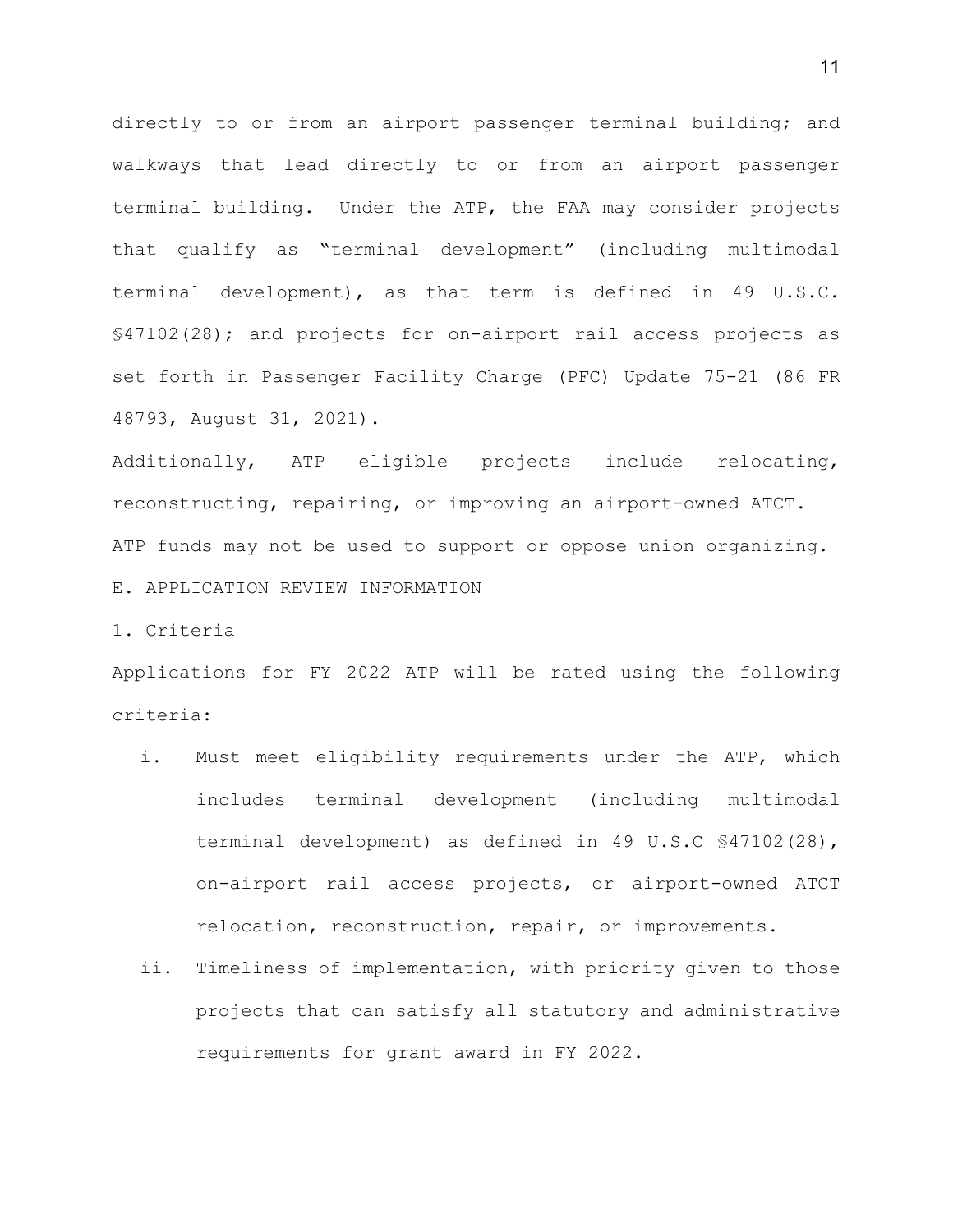directly to or from an airport passenger terminal building; and walkways that lead directly to or from an airport passenger terminal building. Under the ATP, the FAA may consider projects that qualify as "terminal development" (including multimodal terminal development), as that term is defined in 49 U.S.C. §47102(28); and projects for on-airport rail access projects as set forth in Passenger Facility Charge (PFC) Update 75-21 (86 FR 48793, August 31, 2021).

Additionally, ATP eligible projects include relocating, reconstructing, repairing, or improving an airport-owned ATCT.

ATP funds may not be used to support or oppose union organizing.

## E. APPLICATION REVIEW INFORMATION

### 1. Criteria

Applications for FY 2022 ATP will be rated using the following criteria:

i. Must meet eligibility requirements under the ATP, which includes terminal development (including multimodal terminal development) as defined in 49 U.S.C §47102(28), on-airport rail access projects, or airport-owned ATCT relocation, reconstruction, repair, or improvements.

ii. Timeliness of implementation, with priority given to those projects that can satisfy all statutory and administrative requirements for grant award in FY 2022.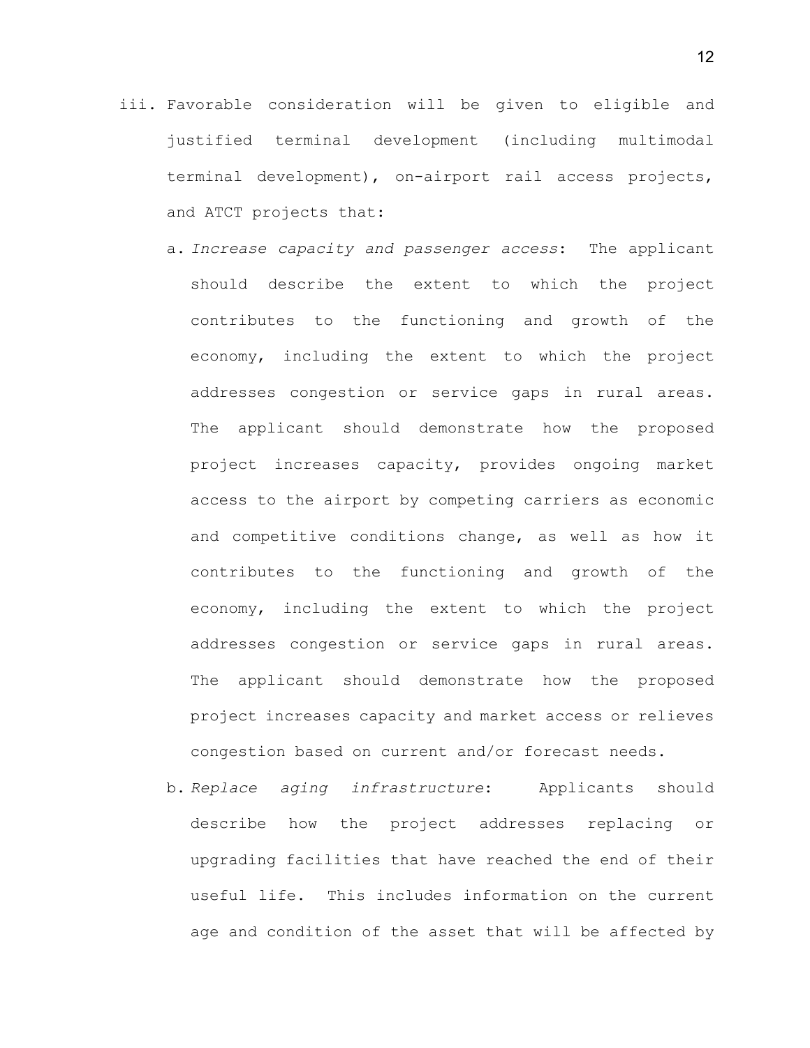iii. Favorable consideration will be given to eligible and justified terminal development (including multimodal terminal development), on-airport rail access projects, and ATCT projects that:

   a. *Increase capacity and passenger access*: The applicant should describe the extent to which the project contributes to the functioning and growth of the economy, including the extent to which the project addresses congestion or service gaps in rural areas. The applicant should demonstrate how the proposed project increases capacity, provides ongoing market access to the airport by competing carriers as economic and competitive conditions change, as well as how it contributes to the functioning and growth of the economy, including the extent to which the project addresses congestion or service gaps in rural areas. The applicant should demonstrate how the proposed project increases capacity and market access or relieves congestion based on current and/or forecast needs.

   b. *Replace aging infrastructure*: Applicants should describe how the project addresses replacing or upgrading facilities that have reached the end of their useful life. This includes information on the current age and condition of the asset that will be affected by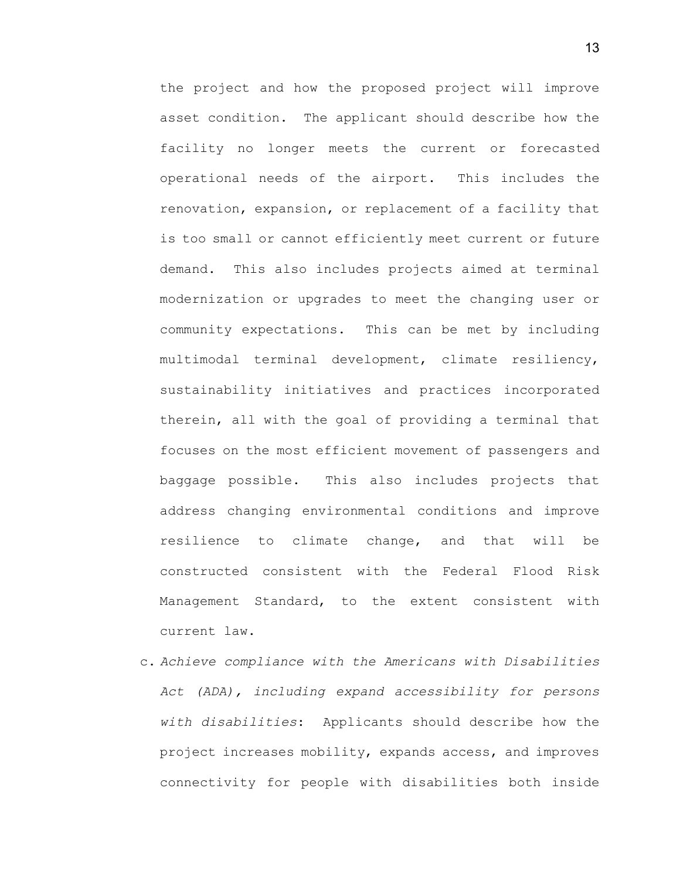the project and how the proposed project will improve asset condition. The applicant should describe how the facility no longer meets the current or forecasted operational needs of the airport. This includes the renovation, expansion, or replacement of a facility that is too small or cannot efficiently meet current or future demand. This also includes projects aimed at terminal modernization or upgrades to meet the changing user or community expectations. This can be met by including multimodal terminal development, climate resiliency, sustainability initiatives and practices incorporated therein, all with the goal of providing a terminal that focuses on the most efficient movement of passengers and baggage possible. This also includes projects that address changing environmental conditions and improve resilience to climate change, and that will be constructed consistent with the Federal Flood Risk Management Standard, to the extent consistent with current law.

c. *Achieve compliance with the Americans with Disabilities Act (ADA), including expand accessibility for persons with disabilities*: Applicants should describe how the project increases mobility, expands access, and improves connectivity for people with disabilities both inside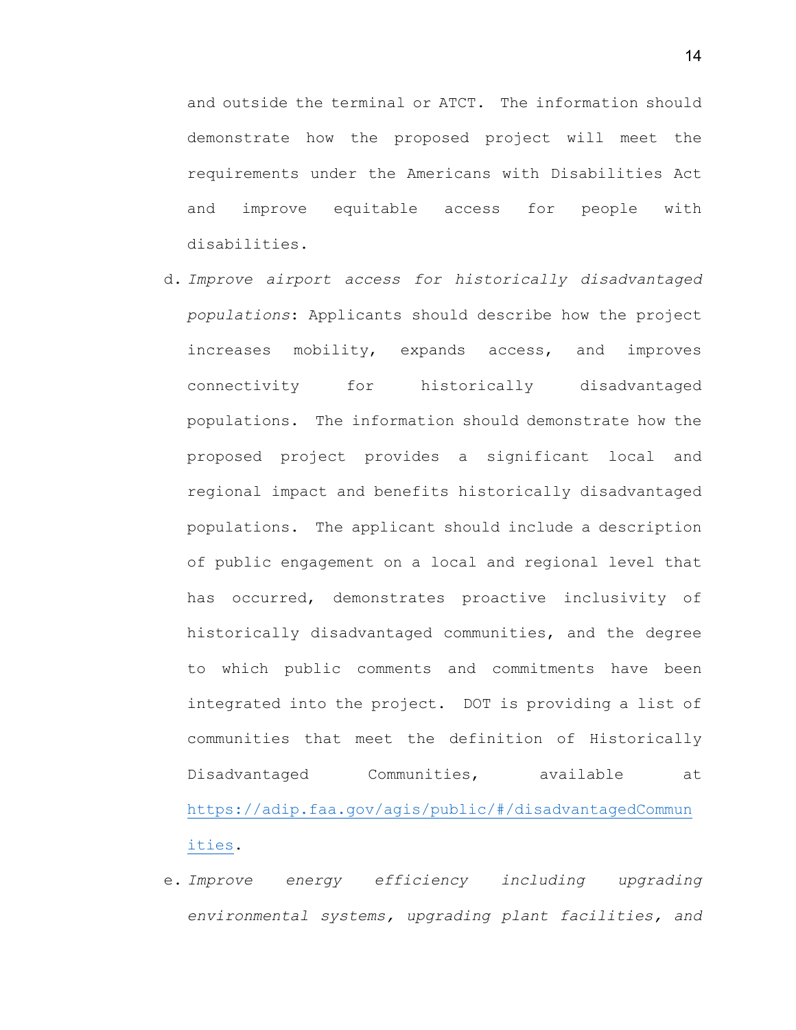and outside the terminal or ATCT. The information should demonstrate how the proposed project will meet the requirements under the Americans with Disabilities Act and improve equitable access for people with disabilities.

d. *Improve airport access for historically disadvantaged populations*: Applicants should describe how the project increases mobility, expands access, and improves connectivity for historically disadvantaged populations. The information should demonstrate how the proposed project provides a significant local and regional impact and benefits historically disadvantaged populations. The applicant should include a description of public engagement on a local and regional level that has occurred, demonstrates proactive inclusivity of historically disadvantaged communities, and the degree to which public comments and commitments have been integrated into the project. DOT is providing a list of communities that meet the definition of Historically Disadvantaged Communities, available at https://adip.faa.gov/agis/public/#/disadvantagedCommunities.

e. *Improve energy efficiency including upgrading environmental systems, upgrading plant facilities, and*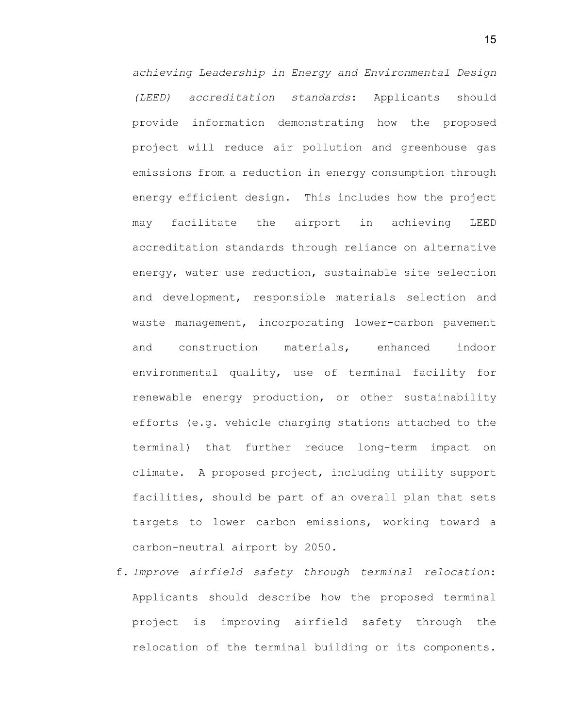*achieving Leadership in Energy and Environmental Design (LEED) accreditation standards*: Applicants should provide information demonstrating how the proposed project will reduce air pollution and greenhouse gas emissions from a reduction in energy consumption through energy efficient design. This includes how the project may facilitate the airport in achieving LEED accreditation standards through reliance on alternative energy, water use reduction, sustainable site selection and development, responsible materials selection and waste management, incorporating lower-carbon pavement and construction materials, enhanced indoor environmental quality, use of terminal facility for renewable energy production, or other sustainability efforts (e.g. vehicle charging stations attached to the terminal) that further reduce long-term impact on climate. A proposed project, including utility support facilities, should be part of an overall plan that sets targets to lower carbon emissions, working toward a carbon-neutral airport by 2050.

f. *Improve airfield safety through terminal relocation*: Applicants should describe how the proposed terminal project is improving airfield safety through the relocation of the terminal building or its components.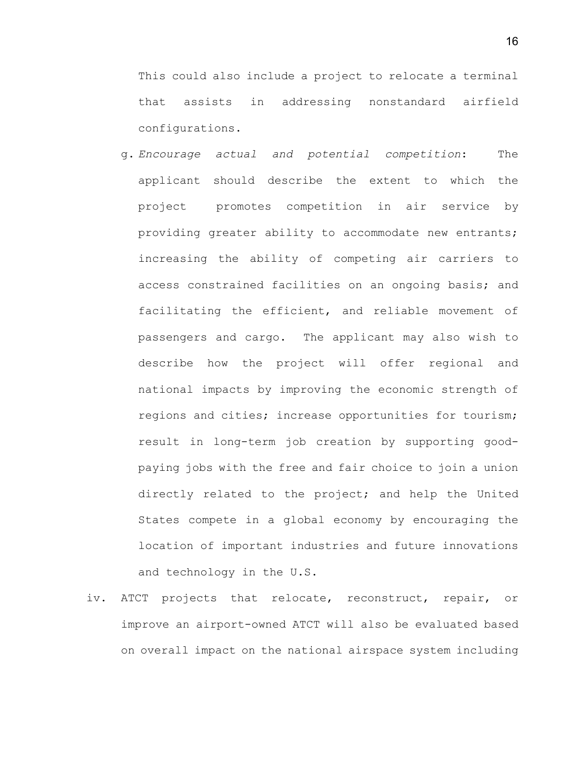This could also include a project to relocate a terminal that assists in addressing nonstandard airfield configurations.

g. *Encourage actual and potential competition*: The applicant should describe the extent to which the project promotes competition in air service by providing greater ability to accommodate new entrants; increasing the ability of competing air carriers to access constrained facilities on an ongoing basis; and facilitating the efficient, and reliable movement of passengers and cargo. The applicant may also wish to describe how the project will offer regional and national impacts by improving the economic strength of regions and cities; increase opportunities for tourism; result in long-term job creation by supporting good-paying jobs with the free and fair choice to join a union directly related to the project; and help the United States compete in a global economy by encouraging the location of important industries and future innovations and technology in the U.S.

iv. ATCT projects that relocate, reconstruct, repair, or improve an airport-owned ATCT will also be evaluated based on overall impact on the national airspace system including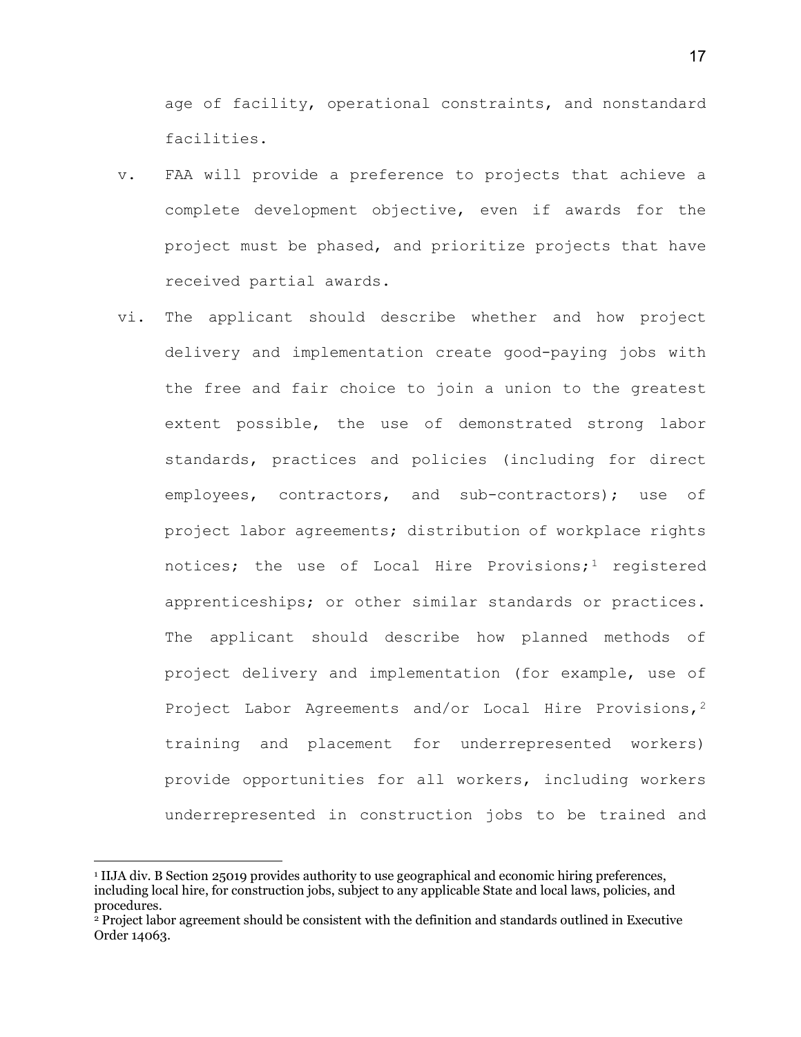age of facility, operational constraints, and nonstandard facilities.

v. FAA will provide a preference to projects that achieve a complete development objective, even if awards for the project must be phased, and prioritize projects that have received partial awards.

vi. The applicant should describe whether and how project delivery and implementation create good-paying jobs with the free and fair choice to join a union to the greatest extent possible, the use of demonstrated strong labor standards, practices and policies (including for direct employees, contractors, and sub-contractors); use of project labor agreements; distribution of workplace rights notices; the use of Local Hire Provisions;[1] registered apprenticeships; or other similar standards or practices. The applicant should describe how planned methods of project delivery and implementation (for example, use of Project Labor Agreements and/or Local Hire Provisions,[2] training and placement for underrepresented workers) provide opportunities for all workers, including workers underrepresented in construction jobs to be trained and

---

[1] IIJA div. B Section 25019 provides authority to use geographical and economic hiring preferences, including local hire, for construction jobs, subject to any applicable State and local laws, policies, and procedures.

[2] Project labor agreement should be consistent with the definition and standards outlined in Executive Order 14063.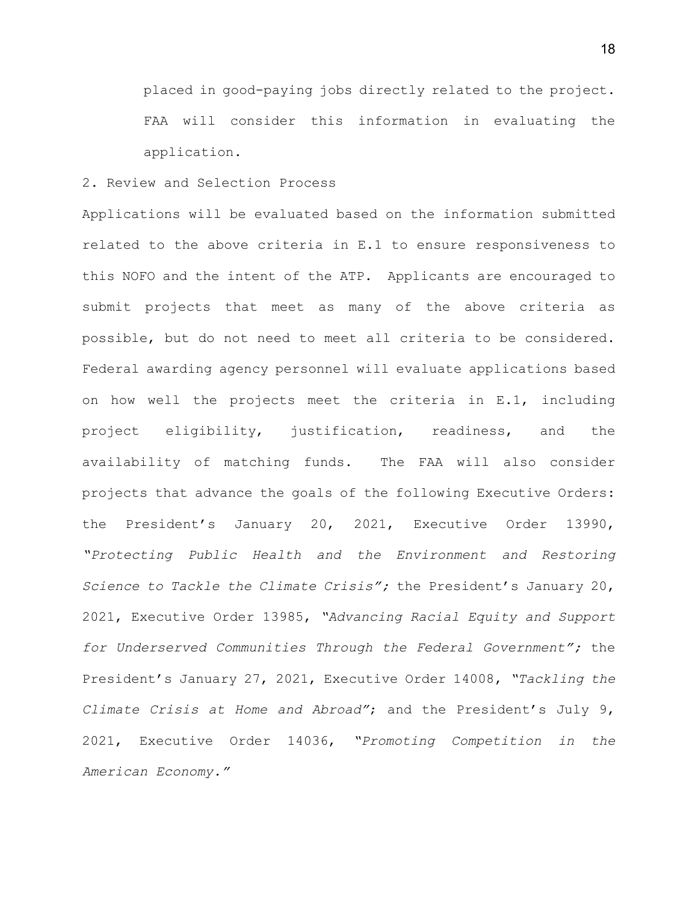placed in good-paying jobs directly related to the project. FAA will consider this information in evaluating the application.

2. Review and Selection Process

Applications will be evaluated based on the information submitted related to the above criteria in E.1 to ensure responsiveness to this NOFO and the intent of the ATP. Applicants are encouraged to submit projects that meet as many of the above criteria as possible, but do not need to meet all criteria to be considered. Federal awarding agency personnel will evaluate applications based on how well the projects meet the criteria in E.1, including project eligibility, justification, readiness, and the availability of matching funds. The FAA will also consider projects that advance the goals of the following Executive Orders: the President's January 20, 2021, Executive Order 13990, *"Protecting Public Health and the Environment and Restoring Science to Tackle the Climate Crisis";* the President's January 20, 2021, Executive Order 13985, *"Advancing Racial Equity and Support for Underserved Communities Through the Federal Government";* the President's January 27, 2021, Executive Order 14008, *"Tackling the Climate Crisis at Home and Abroad"*; and the President's July 9, 2021, Executive Order 14036, *"Promoting Competition in the American Economy."*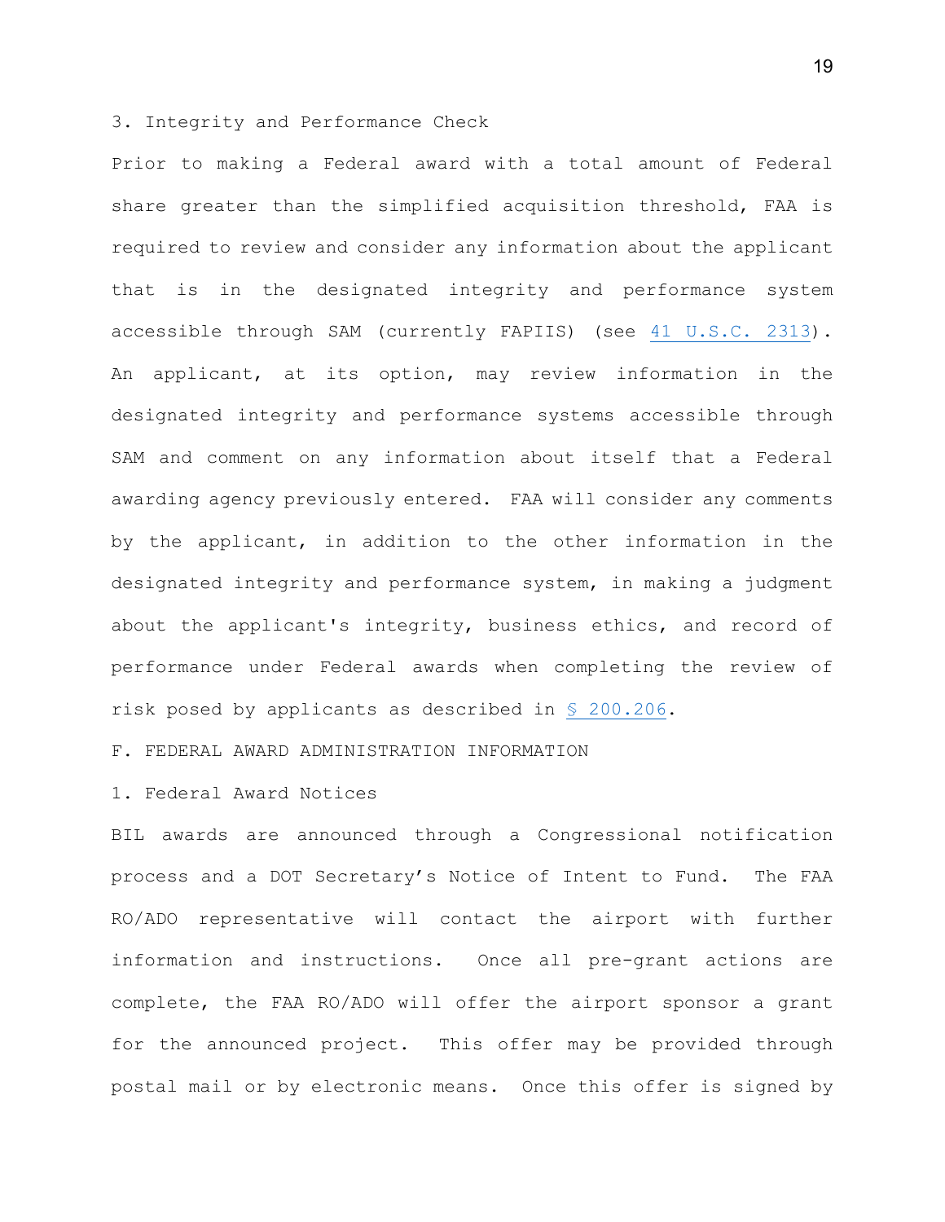3. Integrity and Performance Check

Prior to making a Federal award with a total amount of Federal share greater than the simplified acquisition threshold, FAA is required to review and consider any information about the applicant that is in the designated integrity and performance system accessible through SAM (currently FAPIIS) (see 41 U.S.C. 2313). An applicant, at its option, may review information in the designated integrity and performance systems accessible through SAM and comment on any information about itself that a Federal awarding agency previously entered. FAA will consider any comments by the applicant, in addition to the other information in the designated integrity and performance system, in making a judgment about the applicant's integrity, business ethics, and record of performance under Federal awards when completing the review of risk posed by applicants as described in § 200.206.

F. FEDERAL AWARD ADMINISTRATION INFORMATION

1. Federal Award Notices

BIL awards are announced through a Congressional notification process and a DOT Secretary’s Notice of Intent to Fund. The FAA RO/ADO representative will contact the airport with further information and instructions. Once all pre-grant actions are complete, the FAA RO/ADO will offer the airport sponsor a grant for the announced project. This offer may be provided through postal mail or by electronic means. Once this offer is signed by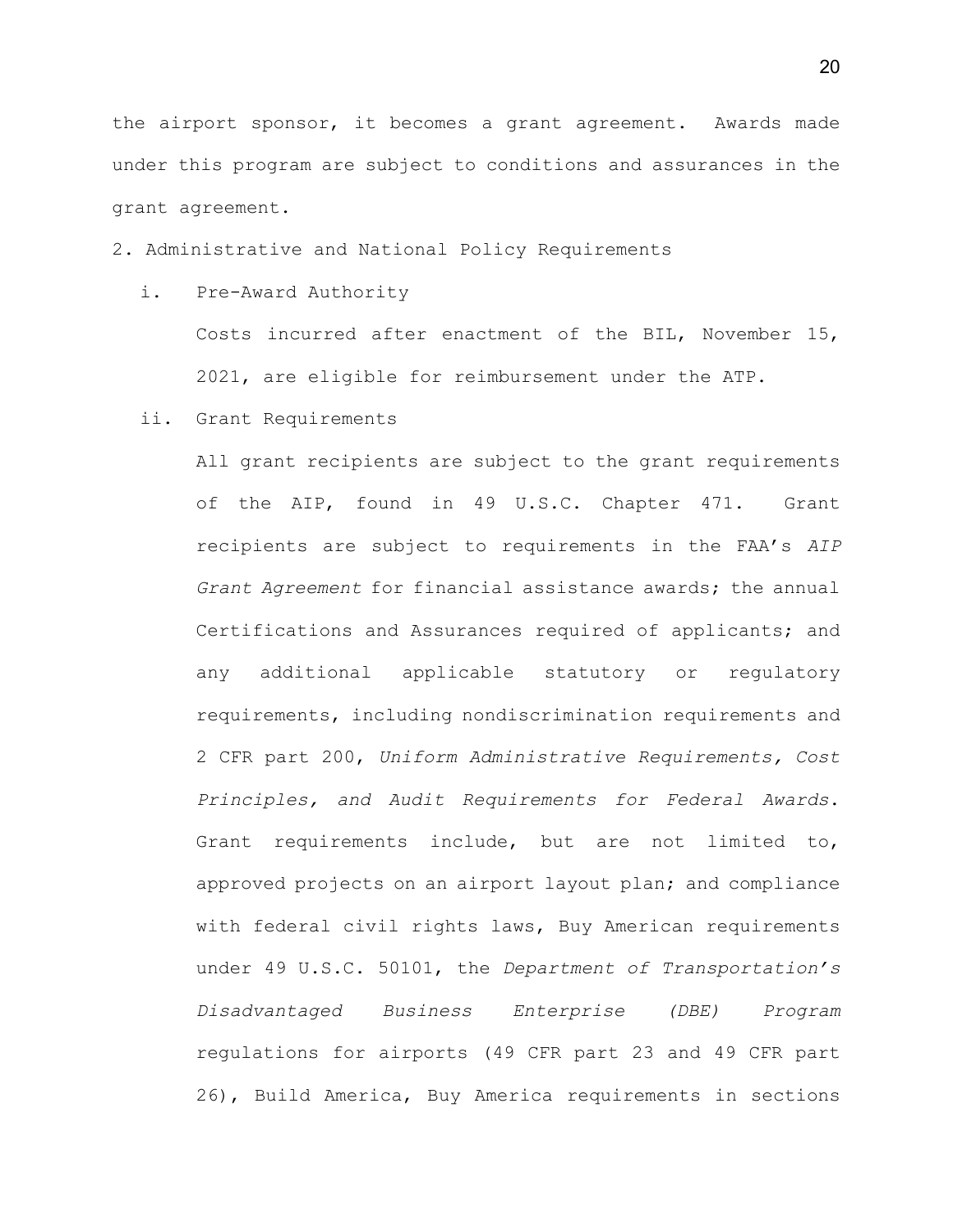the airport sponsor, it becomes a grant agreement. Awards made under this program are subject to conditions and assurances in the grant agreement.

2. Administrative and National Policy Requirements

   i. Pre-Award Authority

      Costs incurred after enactment of the BIL, November 15, 2021, are eligible for reimbursement under the ATP.

   ii. Grant Requirements

      All grant recipients are subject to the grant requirements of the AIP, found in 49 U.S.C. Chapter 471. Grant recipients are subject to requirements in the FAA's *AIP Grant Agreement* for financial assistance awards; the annual Certifications and Assurances required of applicants; and any additional applicable statutory or regulatory requirements, including nondiscrimination requirements and 2 CFR part 200, *Uniform Administrative Requirements, Cost Principles, and Audit Requirements for Federal Awards.* Grant requirements include, but are not limited to, approved projects on an airport layout plan; and compliance with federal civil rights laws, Buy American requirements under 49 U.S.C. 50101, the *Department of Transportation's Disadvantaged Business Enterprise (DBE) Program* regulations for airports (49 CFR part 23 and 49 CFR part 26), Build America, Buy America requirements in sections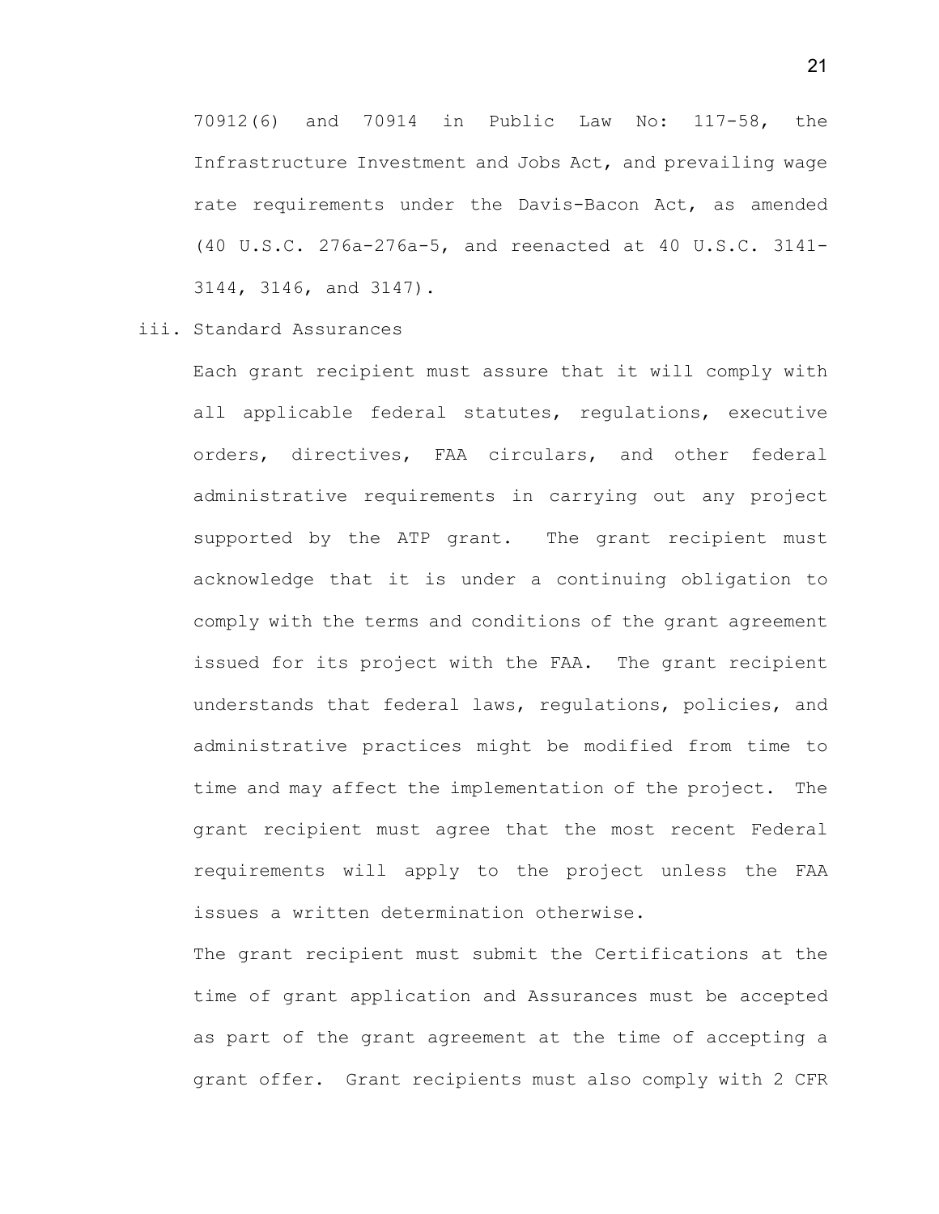70912(6) and 70914 in Public Law No: 117-58, the Infrastructure Investment and Jobs Act, and prevailing wage rate requirements under the Davis-Bacon Act, as amended (40 U.S.C. 276a-276a-5, and reenacted at 40 U.S.C. 3141-3144, 3146, and 3147).

iii. Standard Assurances

Each grant recipient must assure that it will comply with all applicable federal statutes, regulations, executive orders, directives, FAA circulars, and other federal administrative requirements in carrying out any project supported by the ATP grant. The grant recipient must acknowledge that it is under a continuing obligation to comply with the terms and conditions of the grant agreement issued for its project with the FAA. The grant recipient understands that federal laws, regulations, policies, and administrative practices might be modified from time to time and may affect the implementation of the project. The grant recipient must agree that the most recent Federal requirements will apply to the project unless the FAA issues a written determination otherwise.

The grant recipient must submit the Certifications at the time of grant application and Assurances must be accepted as part of the grant agreement at the time of accepting a grant offer. Grant recipients must also comply with 2 CFR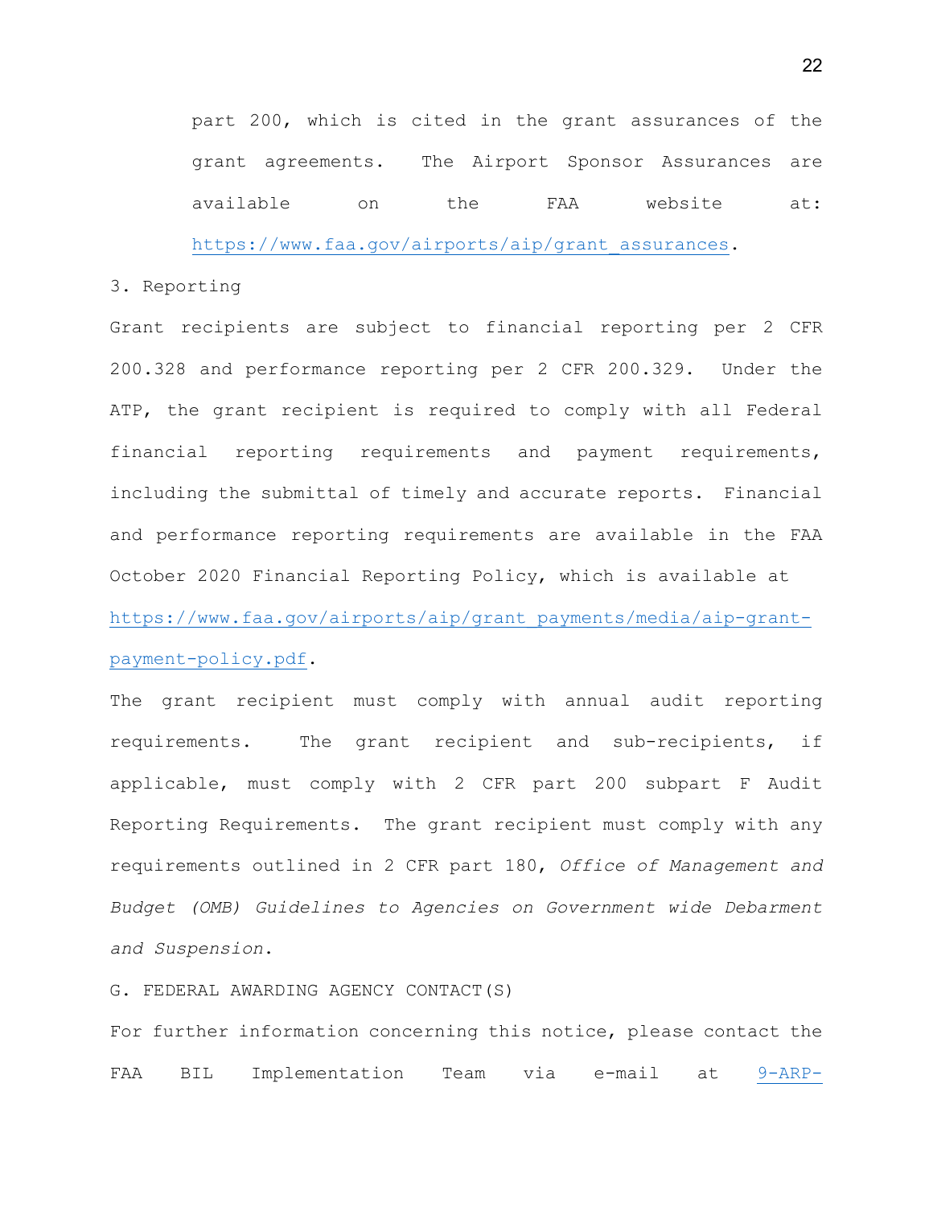part 200, which is cited in the grant assurances of the grant agreements. The Airport Sponsor Assurances are available on the FAA website at: https://www.faa.gov/airports/aip/grant_assurances.

3. Reporting

Grant recipients are subject to financial reporting per 2 CFR 200.328 and performance reporting per 2 CFR 200.329. Under the ATP, the grant recipient is required to comply with all Federal financial reporting requirements and payment requirements, including the submittal of timely and accurate reports. Financial and performance reporting requirements are available in the FAA October 2020 Financial Reporting Policy, which is available at https://www.faa.gov/airports/aip/grant_payments/media/aip-grant-payment-policy.pdf.

The grant recipient must comply with annual audit reporting requirements. The grant recipient and sub-recipients, if applicable, must comply with 2 CFR part 200 subpart F Audit Reporting Requirements. The grant recipient must comply with any requirements outlined in 2 CFR part 180, *Office of Management and Budget (OMB) Guidelines to Agencies on Government wide Debarment and Suspension*.

G. FEDERAL AWARDING AGENCY CONTACT(S)

For further information concerning this notice, please contact the FAA BIL Implementation Team via e-mail at 9-ARP-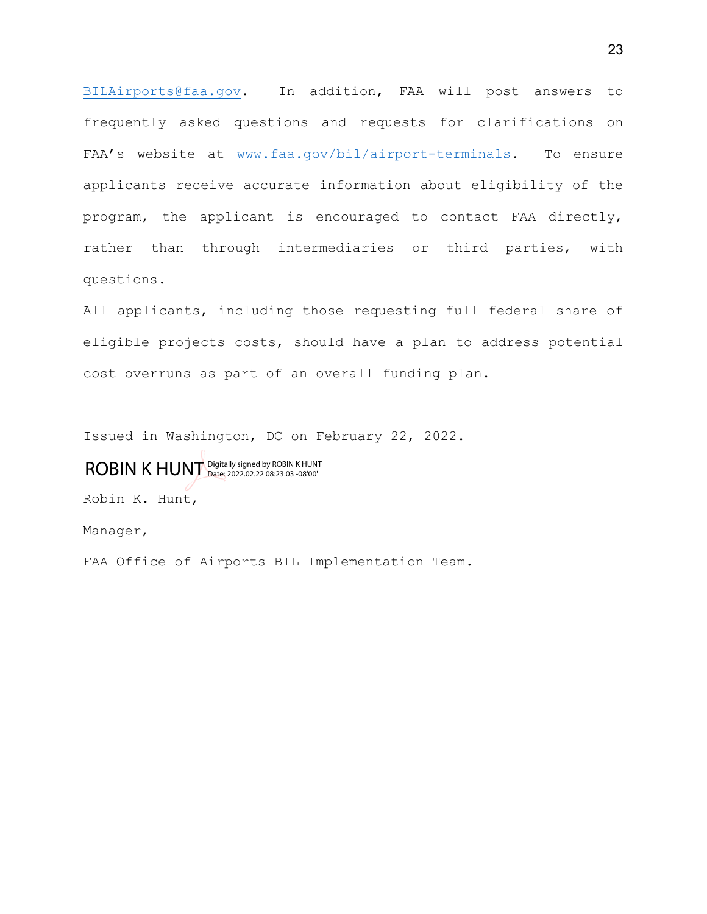BILAirports@faa.gov. In addition, FAA will post answers to frequently asked questions and requests for clarifications on FAA's website at www.faa.gov/bil/airport-terminals. To ensure applicants receive accurate information about eligibility of the program, the applicant is encouraged to contact FAA directly, rather than through intermediaries or third parties, with questions.

All applicants, including those requesting full federal share of eligible projects costs, should have a plan to address potential cost overruns as part of an overall funding plan.

Issued in Washington, DC on February 22, 2022.

ROBIN K HUNT Digitally signed by ROBIN K HUNT Date: 2022.02.22 08:23:03 -08'00'

Robin K. Hunt,

Manager,

FAA Office of Airports BIL Implementation Team.